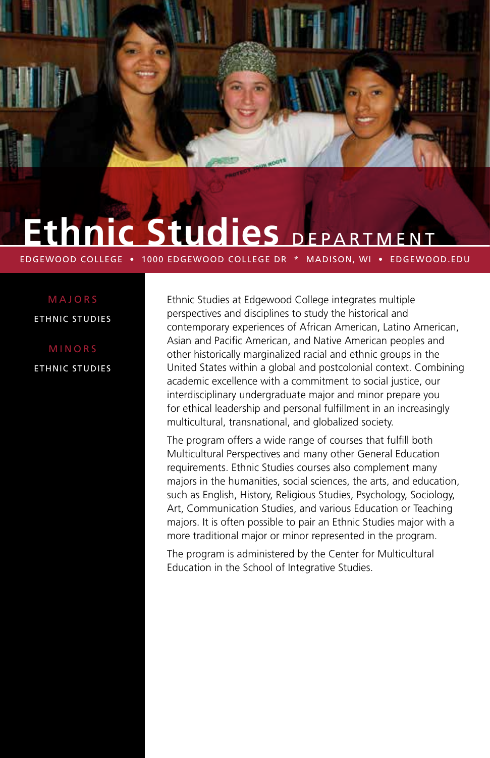# Ethnic Studies DEPARTMENT

EDGEWOOD COLLEGE • 1000 EDGEWOOD COLLEGE DR * MADISON, WI • EDGEWOOD.EDU

## MAJORS

ETHNIC STUDIES

## MINORS

ETHNIC STUDIES

Ethnic Studies at Edgewood College integrates multiple perspectives and disciplines to study the historical and contemporary experiences of African American, Latino American, Asian and Pacific American, and Native American peoples and other historically marginalized racial and ethnic groups in the United States within a global and postcolonial context. Combining academic excellence with a commitment to social justice, our interdisciplinary undergraduate major and minor prepare you for ethical leadership and personal fulfillment in an increasingly multicultural, transnational, and globalized society.

The program offers a wide range of courses that fulfill both Multicultural Perspectives and many other General Education requirements. Ethnic Studies courses also complement many majors in the humanities, social sciences, the arts, and education, such as English, History, Religious Studies, Psychology, Sociology, Art, Communication Studies, and various Education or Teaching majors. It is often possible to pair an Ethnic Studies major with a more traditional major or minor represented in the program.

The program is administered by the Center for Multicultural Education in the School of Integrative Studies.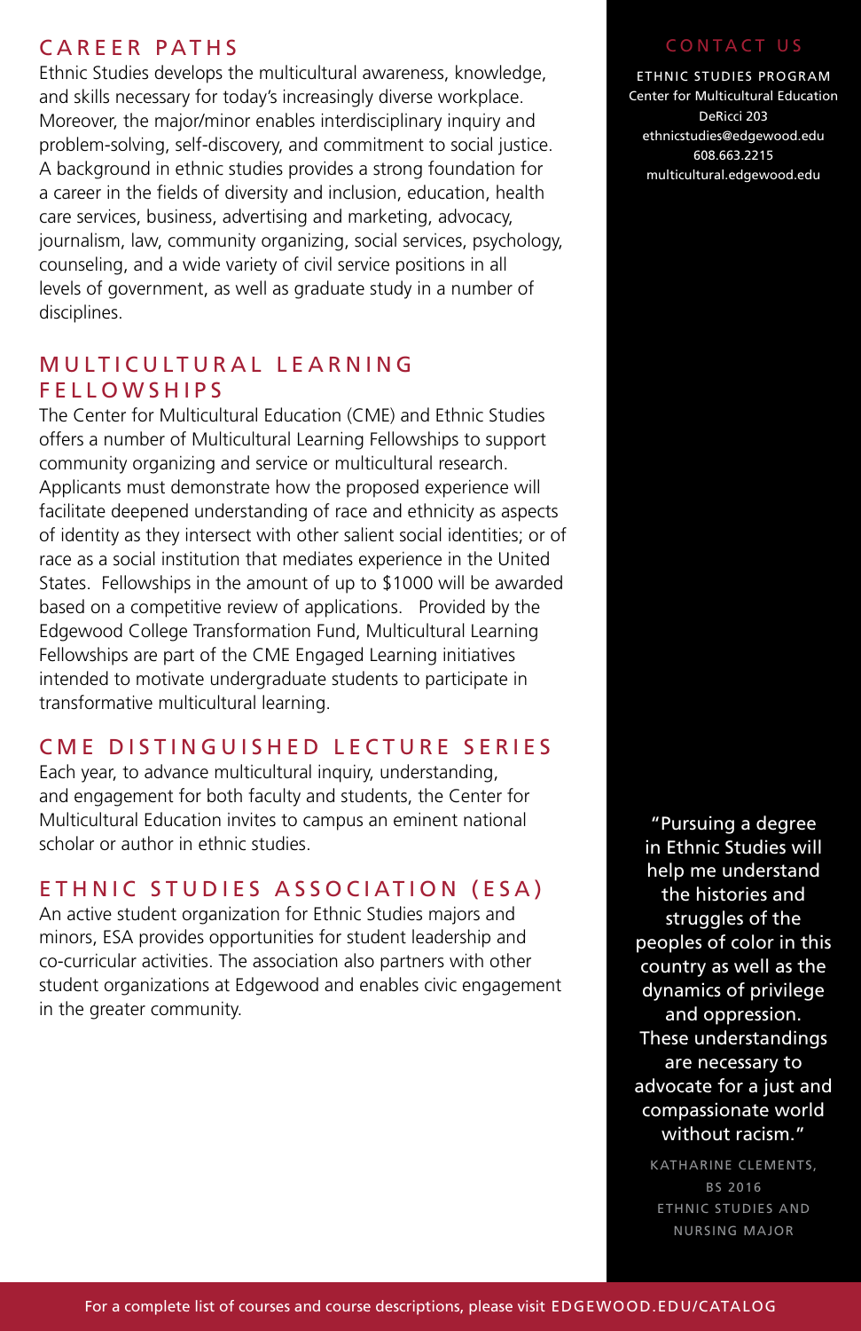## CAREER PATHS

Ethnic Studies develops the multicultural awareness, knowledge, and skills necessary for today's increasingly diverse workplace. Moreover, the major/minor enables interdisciplinary inquiry and problem-solving, self-discovery, and commitment to social justice. A background in ethnic studies provides a strong foundation for a career in the fields of diversity and inclusion, education, health care services, business, advertising and marketing, advocacy, journalism, law, community organizing, social services, psychology, counseling, and a wide variety of civil service positions in all levels of government, as well as graduate study in a number of disciplines.

## MULTICULTURAL LEARNING FELLOWSHIPS

The Center for Multicultural Education (CME) and Ethnic Studies offers a number of Multicultural Learning Fellowships to support community organizing and service or multicultural research. Applicants must demonstrate how the proposed experience will facilitate deepened understanding of race and ethnicity as aspects of identity as they intersect with other salient social identities; or of race as a social institution that mediates experience in the United States. Fellowships in the amount of up to $1000 will be awarded based on a competitive review of applications. Provided by the Edgewood College Transformation Fund, Multicultural Learning Fellowships are part of the CME Engaged Learning initiatives intended to motivate undergraduate students to participate in transformative multicultural learning.

## CME DISTINGUISHED LECTURE SERIES

Each year, to advance multicultural inquiry, understanding, and engagement for both faculty and students, the Center for Multicultural Education invites to campus an eminent national scholar or author in ethnic studies.

## ETHNIC STUDIES ASSOCIATION (ESA)

An active student organization for Ethnic Studies majors and minors, ESA provides opportunities for student leadership and co-curricular activities. The association also partners with other student organizations at Edgewood and enables civic engagement in the greater community.

## CONTACT US

ETHNIC STUDIES PROGRAM
Center for Multicultural Education
DeRicci 203
ethnicstudies@edgewood.edu
608.663.2215
multicultural.edgewood.edu

"Pursuing a degree in Ethnic Studies will help me understand the histories and struggles of the peoples of color in this country as well as the dynamics of privilege and oppression. These understandings are necessary to advocate for a just and compassionate world without racism."

KATHARINE CLEMENTS, BS 2016
ETHNIC STUDIES AND NURSING MAJOR

For a complete list of courses and course descriptions, please visit EDGEWOOD.EDU/CATALOG